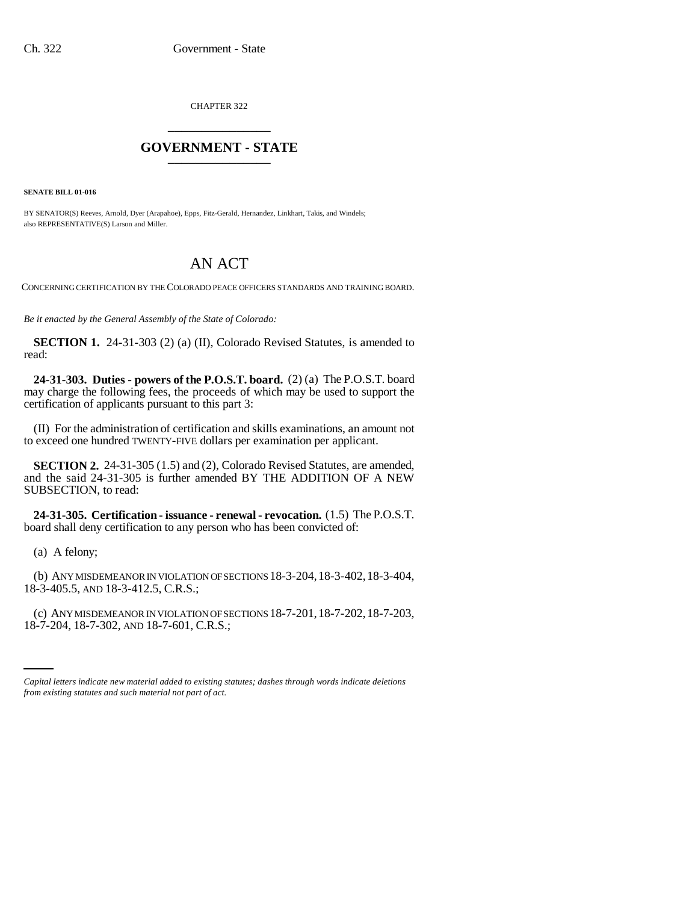CHAPTER 322

# GOVERNMENT - STATE

**SENATE BILL 01-016**

BY SENATOR(S) Reeves, Arnold, Dyer (Arapahoe), Epps, Fitz-Gerald, Hernandez, Linkhart, Takis, and Windels;
also REPRESENTATIVE(S) Larson and Miller.

# AN ACT

CONCERNING CERTIFICATION BY THE COLORADO PEACE OFFICERS STANDARDS AND TRAINING BOARD.

*Be it enacted by the General Assembly of the State of Colorado:*

**SECTION 1.** 24-31-303 (2) (a) (II), Colorado Revised Statutes, is amended to read:

**24-31-303. Duties - powers of the P.O.S.T. board.** (2) (a) The P.O.S.T. board may charge the following fees, the proceeds of which may be used to support the certification of applicants pursuant to this part 3:

(II) For the administration of certification and skills examinations, an amount not to exceed one hundred TWENTY-FIVE dollars per examination per applicant.

**SECTION 2.** 24-31-305 (1.5) and (2), Colorado Revised Statutes, are amended, and the said 24-31-305 is further amended BY THE ADDITION OF A NEW SUBSECTION, to read:

**24-31-305. Certification - issuance - renewal - revocation.** (1.5) The P.O.S.T. board shall deny certification to any person who has been convicted of:

(a) A felony;

(b) ANY MISDEMEANOR IN VIOLATION OF SECTIONS 18-3-204, 18-3-402, 18-3-404, 18-3-405.5, AND 18-3-412.5, C.R.S.;

(c) ANY MISDEMEANOR IN VIOLATION OF SECTIONS 18-7-201, 18-7-202, 18-7-203, 18-7-204, 18-7-302, AND 18-7-601, C.R.S.;

*Capital letters indicate new material added to existing statutes; dashes through words indicate deletions from existing statutes and such material not part of act.*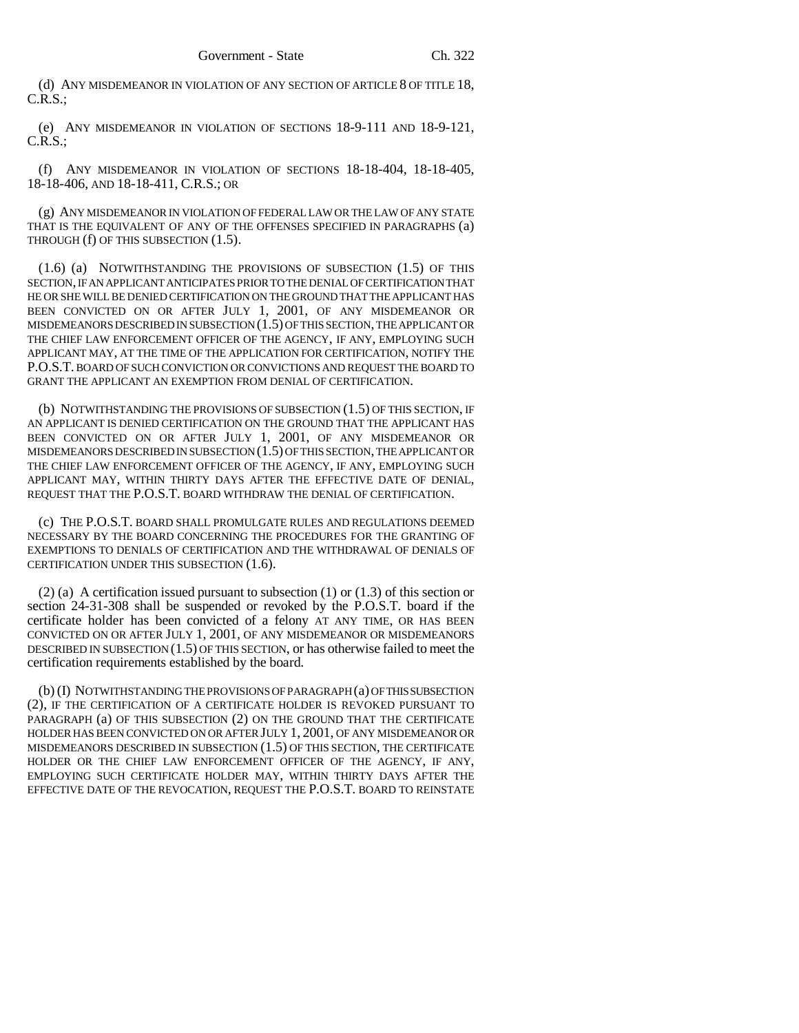(d) ANY MISDEMEANOR IN VIOLATION OF ANY SECTION OF ARTICLE 8 OF TITLE 18, C.R.S.;

(e) ANY MISDEMEANOR IN VIOLATION OF SECTIONS 18-9-111 AND 18-9-121, C.R.S.;

(f) ANY MISDEMEANOR IN VIOLATION OF SECTIONS 18-18-404, 18-18-405, 18-18-406, AND 18-18-411, C.R.S.; OR

(g) ANY MISDEMEANOR IN VIOLATION OF FEDERAL LAW OR THE LAW OF ANY STATE THAT IS THE EQUIVALENT OF ANY OF THE OFFENSES SPECIFIED IN PARAGRAPHS (a) THROUGH (f) OF THIS SUBSECTION (1.5).

(1.6) (a) NOTWITHSTANDING THE PROVISIONS OF SUBSECTION (1.5) OF THIS SECTION, IF AN APPLICANT ANTICIPATES PRIOR TO THE DENIAL OF CERTIFICATION THAT HE OR SHE WILL BE DENIED CERTIFICATION ON THE GROUND THAT THE APPLICANT HAS BEEN CONVICTED ON OR AFTER JULY 1, 2001, OF ANY MISDEMEANOR OR MISDEMEANORS DESCRIBED IN SUBSECTION (1.5) OF THIS SECTION, THE APPLICANT OR THE CHIEF LAW ENFORCEMENT OFFICER OF THE AGENCY, IF ANY, EMPLOYING SUCH APPLICANT MAY, AT THE TIME OF THE APPLICATION FOR CERTIFICATION, NOTIFY THE P.O.S.T. BOARD OF SUCH CONVICTION OR CONVICTIONS AND REQUEST THE BOARD TO GRANT THE APPLICANT AN EXEMPTION FROM DENIAL OF CERTIFICATION.

(b) NOTWITHSTANDING THE PROVISIONS OF SUBSECTION (1.5) OF THIS SECTION, IF AN APPLICANT IS DENIED CERTIFICATION ON THE GROUND THAT THE APPLICANT HAS BEEN CONVICTED ON OR AFTER JULY 1, 2001, OF ANY MISDEMEANOR OR MISDEMEANORS DESCRIBED IN SUBSECTION (1.5) OF THIS SECTION, THE APPLICANT OR THE CHIEF LAW ENFORCEMENT OFFICER OF THE AGENCY, IF ANY, EMPLOYING SUCH APPLICANT MAY, WITHIN THIRTY DAYS AFTER THE EFFECTIVE DATE OF DENIAL, REQUEST THAT THE P.O.S.T. BOARD WITHDRAW THE DENIAL OF CERTIFICATION.

(c) THE P.O.S.T. BOARD SHALL PROMULGATE RULES AND REGULATIONS DEEMED NECESSARY BY THE BOARD CONCERNING THE PROCEDURES FOR THE GRANTING OF EXEMPTIONS TO DENIALS OF CERTIFICATION AND THE WITHDRAWAL OF DENIALS OF CERTIFICATION UNDER THIS SUBSECTION (1.6).

(2) (a) A certification issued pursuant to subsection (1) or (1.3) of this section or section 24-31-308 shall be suspended or revoked by the P.O.S.T. board if the certificate holder has been convicted of a felony AT ANY TIME, OR HAS BEEN CONVICTED ON OR AFTER JULY 1, 2001, OF ANY MISDEMEANOR OR MISDEMEANORS DESCRIBED IN SUBSECTION (1.5) OF THIS SECTION, or has otherwise failed to meet the certification requirements established by the board.

(b) (I) NOTWITHSTANDING THE PROVISIONS OF PARAGRAPH (a) OF THIS SUBSECTION (2), IF THE CERTIFICATION OF A CERTIFICATE HOLDER IS REVOKED PURSUANT TO PARAGRAPH (a) OF THIS SUBSECTION (2) ON THE GROUND THAT THE CERTIFICATE HOLDER HAS BEEN CONVICTED ON OR AFTER JULY 1, 2001, OF ANY MISDEMEANOR OR MISDEMEANORS DESCRIBED IN SUBSECTION (1.5) OF THIS SECTION, THE CERTIFICATE HOLDER OR THE CHIEF LAW ENFORCEMENT OFFICER OF THE AGENCY, IF ANY, EMPLOYING SUCH CERTIFICATE HOLDER MAY, WITHIN THIRTY DAYS AFTER THE EFFECTIVE DATE OF THE REVOCATION, REQUEST THE P.O.S.T. BOARD TO REINSTATE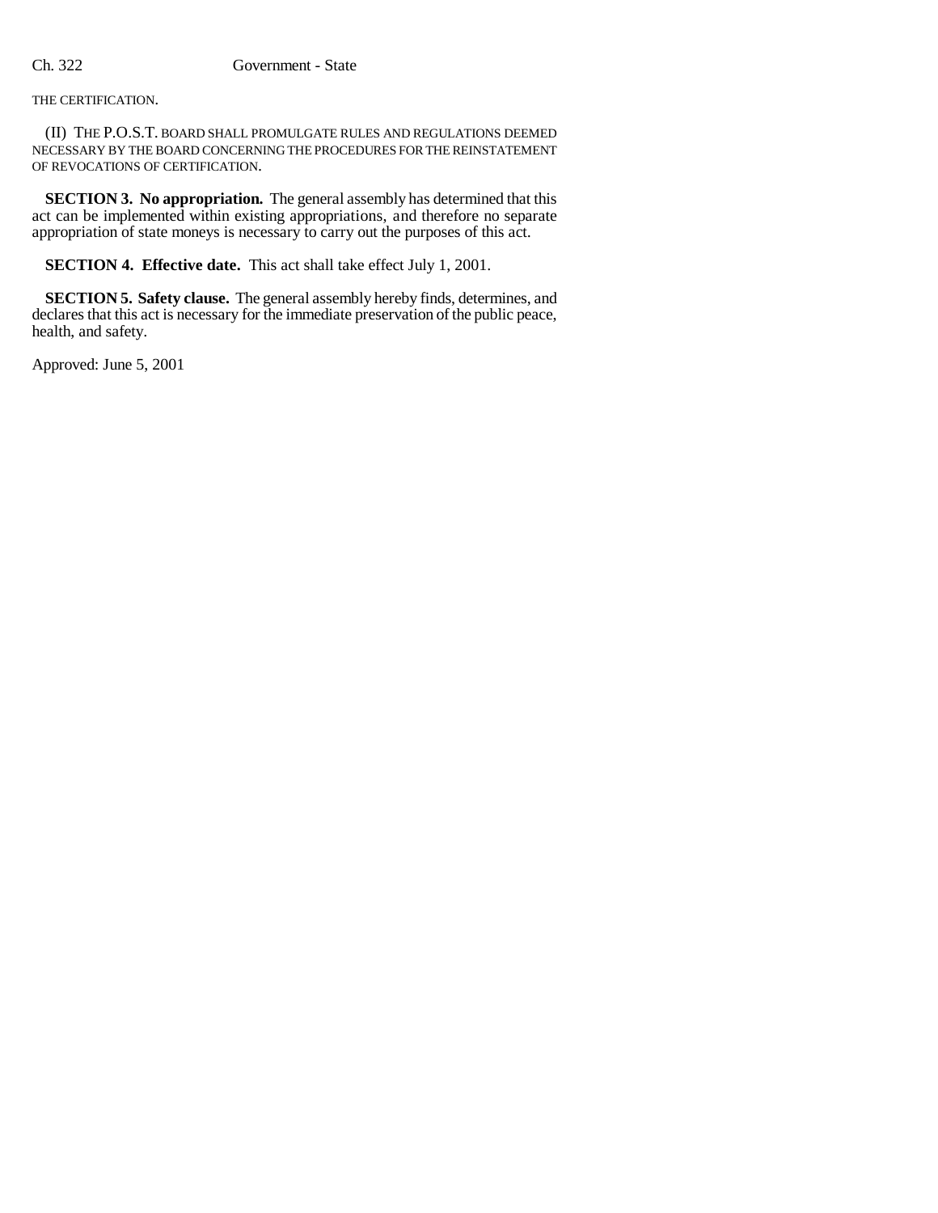THE CERTIFICATION.

(II) THE P.O.S.T. BOARD SHALL PROMULGATE RULES AND REGULATIONS DEEMED NECESSARY BY THE BOARD CONCERNING THE PROCEDURES FOR THE REINSTATEMENT OF REVOCATIONS OF CERTIFICATION.

**SECTION 3. No appropriation.** The general assembly has determined that this act can be implemented within existing appropriations, and therefore no separate appropriation of state moneys is necessary to carry out the purposes of this act.

**SECTION 4. Effective date.** This act shall take effect July 1, 2001.

**SECTION 5. Safety clause.** The general assembly hereby finds, determines, and declares that this act is necessary for the immediate preservation of the public peace, health, and safety.

Approved: June 5, 2001